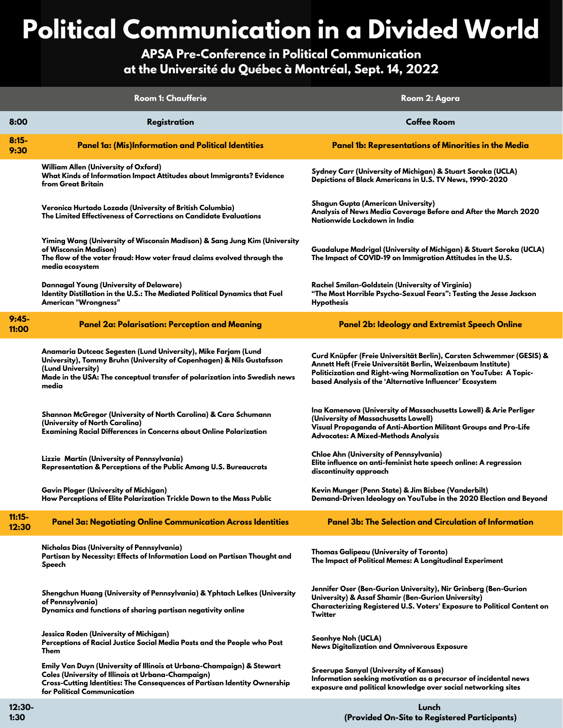# Political Communication in a Divided World

**APSA Pre-Conference in Political Communication at the Université du Québec à Montréal, Sept. 14, 2022**

| | Room 1: Chaufferie | Room 2: Agora |
|---|---|---|
| 8:00 | Registration | Coffee Room |
| 8:15-9:30 | **Panel 1a: (Mis)Information and Political Identities** | **Panel 1b: Representations of Minorities in the Media** |
| | William Allen (University of Oxford)<br>What Kinds of Information Impact Attitudes about Immigrants? Evidence from Great Britain | Sydney Carr (University of Michigan) & Stuart Soroka (UCLA)<br>Depictions of Black Americans in U.S. TV News, 1990-2020 |
| | Veronica Hurtado Lozada (University of British Columbia)<br>The Limited Effectiveness of Corrections on Candidate Evaluations | Shagun Gupta (American University)<br>Analysis of News Media Coverage Before and After the March 2020 Nationwide Lockdown in India |
| | Yiming Wang (University of Wisconsin Madison) & Sang Jung Kim (University of Wisconsin Madison)<br>The flow of the voter fraud: How voter fraud claims evolved through the media ecosystem | Guadalupe Madrigal (University of Michigan) & Stuart Soroka (UCLA)<br>The Impact of COVID-19 on Immigration Attitudes in the U.S. |
| | Dannagal Young (University of Delaware)<br>Identity Distillation in the U.S.: The Mediated Political Dynamics that Fuel American "Wrongness" | Rachel Smilan-Goldstein (University of Virginia)<br>"The Most Horrible Psycho-Sexual Fears": Testing the Jesse Jackson Hypothesis |
| 9:45-11:00 | **Panel 2a: Polarisation: Perception and Meaning** | **Panel 2b: Ideology and Extremist Speech Online** |
| | Anamaria Dutceac Segesten (Lund University), Mike Farjam (Lund University), Tommy Bruhn (University of Copenhagen) & Nils Gustafsson (Lund University)<br>Made in the USA: The conceptual transfer of polarization into Swedish news media | Curd Knüpfer (Freie Universität Berlin), Carsten Schwemmer (GESIS) & Annett Heft (Freie Universität Berlin, Weizenbaum Institute)<br>Politicization and Right-wing Normalization on YouTube: A Topic-based Analysis of the 'Alternative Influencer' Ecosystem |
| | Shannon McGregor (University of North Carolina) & Cara Schumann (University of North Carolina)<br>Examining Racial Differences in Concerns about Online Polarization | Ina Kamenova (University of Massachusetts Lowell) & Arie Perliger (University of Massachusetts Lowell)<br>Visual Propaganda of Anti-Abortion Militant Groups and Pro-Life Advocates: A Mixed-Methods Analysis |
| | Lizzie Martin (University of Pennsylvania)<br>Representation & Perceptions of the Public Among U.S. Bureaucrats | Chloe Ahn (University of Pennsylvania)<br>Elite influence on anti-feminist hate speech online: A regression discontinuity approach |
| | Gavin Ploger (University of Michigan)<br>How Perceptions of Elite Polarization Trickle Down to the Mass Public | Kevin Munger (Penn State) & Jim Bisbee (Vanderbilt)<br>Demand-Driven Ideology on YouTube in the 2020 Election and Beyond |
| 11:15-12:30 | **Panel 3a: Negotiating Online Communication Across Identities** | **Panel 3b: The Selection and Circulation of Information** |
| | Nicholas Dias (University of Pennsylvania)<br>Partisan by Necessity: Effects of Information Load on Partisan Thought and Speech | Thomas Galipeau (University of Toronto)<br>The Impact of Political Memes: A Longitudinal Experiment |
| | Shengchun Huang (University of Pennsylvania) & Yphtach Lelkes (University of Pennsylvania)<br>Dynamics and functions of sharing partisan negativity online | Jennifer Oser (Ben-Gurion University), Nir Grinberg (Ben-Gurion University) & Assaf Shamir (Ben-Gurion University)<br>Characterizing Registered U.S. Voters' Exposure to Political Content on Twitter |
| | Jessica Roden (University of Michigan)<br>Perceptions of Racial Justice Social Media Posts and the People who Post Them | Seonhye Noh (UCLA)<br>News Digitalization and Omnivorous Exposure |
| | Emily Van Duyn (University of Illinois at Urbana-Champaign) & Stewart Coles (University of Illinois at Urbana-Champaign)<br>Cross-Cutting Identities: The Consequences of Partisan Identity Ownership for Political Communication | Sreerupa Sanyal (University of Kansas)<br>Information seeking motivation as a precursor of incidental news exposure and political knowledge over social networking sites |
| 12:30-1:30 | | Lunch<br>(Provided On-Site to Registered Participants) |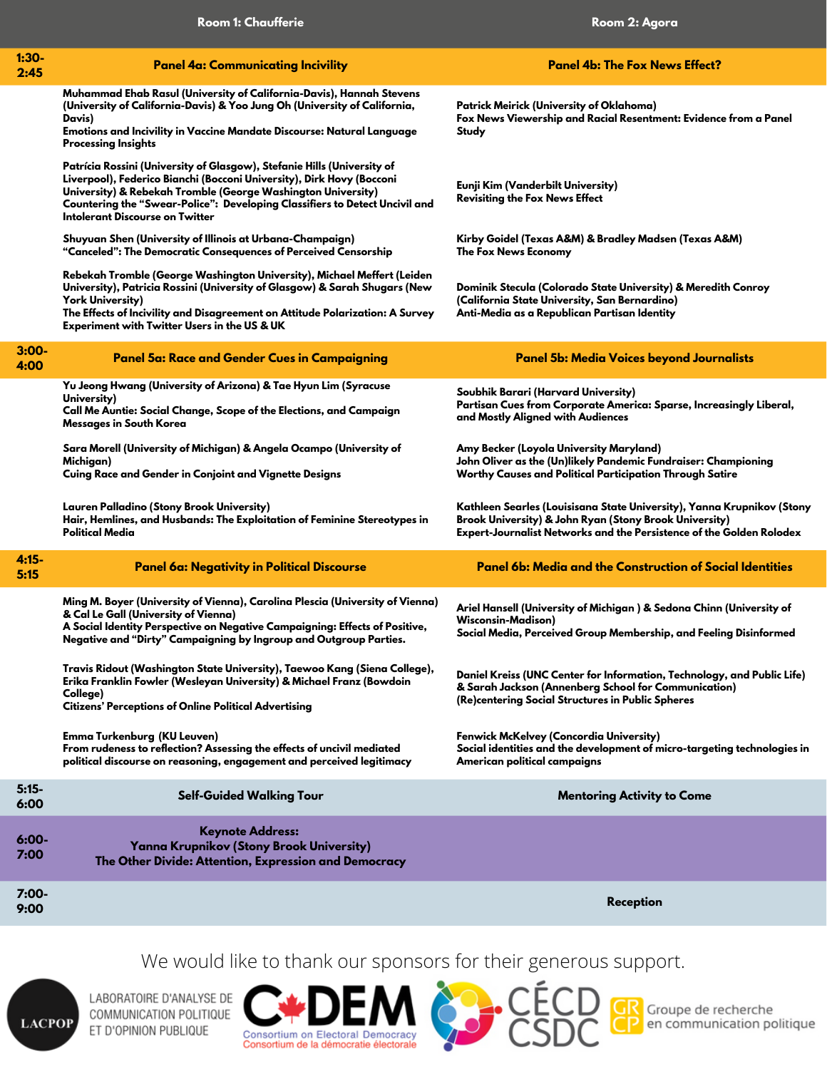| | Room 1: Chaufferie | Room 2: Agora |
|---|---|---|
| 1:30-2:45 | **Panel 4a: Communicating Incivility** | **Panel 4b: The Fox News Effect?** |
| | Muhammad Ehab Rasul (University of California-Davis), Hannah Stevens (University of California-Davis) & Yoo Jung Oh (University of California, Davis)<br>Emotions and Incivility in Vaccine Mandate Discourse: Natural Language Processing Insights | Patrick Meirick (University of Oklahoma)<br>Fox News Viewership and Racial Resentment: Evidence from a Panel Study |
| | Patrícia Rossini (University of Glasgow), Stefanie Hills (University of Liverpool), Federico Bianchi (Bocconi University), Dirk Hovy (Bocconi University) & Rebekah Tromble (George Washington University)<br>Countering the "Swear-Police": Developing Classifiers to Detect Uncivil and Intolerant Discourse on Twitter | Eunji Kim (Vanderbilt University)<br>Revisiting the Fox News Effect |
| | Shuyuan Shen (University of Illinois at Urbana-Champaign)<br>"Canceled": The Democratic Consequences of Perceived Censorship | Kirby Goidel (Texas A&M) & Bradley Madsen (Texas A&M)<br>The Fox News Economy |
| | Rebekah Tromble (George Washington University), Michael Meffert (Leiden University), Patricia Rossini (University of Glasgow) & Sarah Shugars (New York University)<br>The Effects of Incivility and Disagreement on Attitude Polarization: A Survey Experiment with Twitter Users in the US & UK | Dominik Stecula (Colorado State University) & Meredith Conroy (California State University, San Bernardino)<br>Anti-Media as a Republican Partisan Identity |
| 3:00-4:00 | **Panel 5a: Race and Gender Cues in Campaigning** | **Panel 5b: Media Voices beyond Journalists** |
| | Yu Jeong Hwang (University of Arizona) & Tae Hyun Lim (Syracuse University)<br>Call Me Auntie: Social Change, Scope of the Elections, and Campaign Messages in South Korea | Soubhik Barari (Harvard University)<br>Partisan Cues from Corporate America: Sparse, Increasingly Liberal, and Mostly Aligned with Audiences |
| | Sara Morell (University of Michigan) & Angela Ocampo (University of Michigan)<br>Cuing Race and Gender in Conjoint and Vignette Designs | Amy Becker (Loyola University Maryland)<br>John Oliver as the (Un)likely Pandemic Fundraiser: Championing Worthy Causes and Political Participation Through Satire |
| | Lauren Palladino (Stony Brook University)<br>Hair, Hemlines, and Husbands: The Exploitation of Feminine Stereotypes in Political Media | Kathleen Searles (Louisisana State University), Yanna Krupnikov (Stony Brook University) & John Ryan (Stony Brook University)<br>Expert-Journalist Networks and the Persistence of the Golden Rolodex |
| 4:15-5:15 | **Panel 6a: Negativity in Political Discourse** | **Panel 6b: Media and the Construction of Social Identities** |
| | Ming M. Boyer (University of Vienna), Carolina Plescia (University of Vienna) & Cal Le Gall (University of Vienna)<br>A Social Identity Perspective on Negative Campaigning: Effects of Positive, Negative and "Dirty" Campaigning by Ingroup and Outgroup Parties. | Ariel Hansell (University of Michigan ) & Sedona Chinn (University of Wisconsin-Madison)<br>Social Media, Perceived Group Membership, and Feeling Disinformed |
| | Travis Ridout (Washington State University), Taewoo Kang (Siena College), Erika Franklin Fowler (Wesleyan University) & Michael Franz (Bowdoin College)<br>Citizens' Perceptions of Online Political Advertising | Daniel Kreiss (UNC Center for Information, Technology, and Public Life) & Sarah Jackson (Annenberg School for Communication)<br>(Re)centering Social Structures in Public Spheres |
| | Emma Turkenburg (KU Leuven)<br>From rudeness to reflection? Assessing the effects of uncivil mediated political discourse on reasoning, engagement and perceived legitimacy | Fenwick McKelvey (Concordia University)<br>Social identities and the development of micro-targeting technologies in American political campaigns |
| 5:15-6:00 | Self-Guided Walking Tour | Mentoring Activity to Come |
| 6:00-7:00 | Keynote Address:<br>Yanna Krupnikov (Stony Brook University)<br>The Other Divide: Attention, Expression and Democracy | |
| 7:00-9:00 | | Reception |

We would like to thank our sponsors for their generous support.

LACPOP — Laboratoire d'analyse de communication politique et d'opinion publique

C-DEM — Consortium on Electoral Democracy / Consortium de la démocratie électorale

CÉCD CSDC

GRCP — Groupe de recherche en communication politique